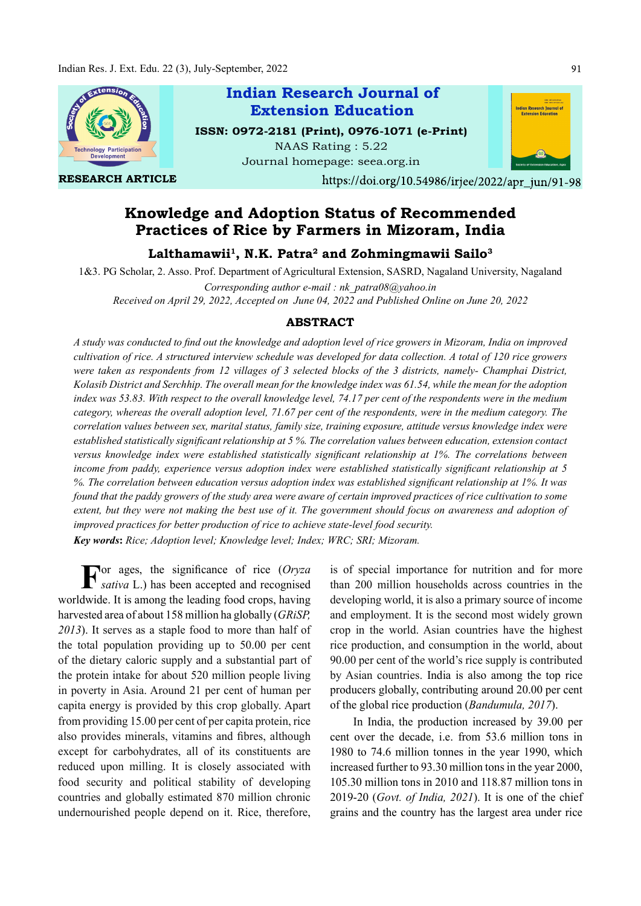Indian Research Journal of Extension Education

ISSN: 0972-2181 (Print), 0976-1071 (e-Print)

NAAS Rating : 5.22

Journal homepage: seea.org.in

RESEARCH ARTICLE

https://doi.org/10.54986/irjee/2022/apr_jun/91-98

# Knowledge and Adoption Status of Recommended Practices of Rice by Farmers in Mizoram, India

**Lalthamawii[1], N.K. Patra[2] and Zohmingmawii Sailo[3]**

1&3. PG Scholar, 2. Asso. Prof. Department of Agricultural Extension, SASRD, Nagaland University, Nagaland

*Corresponding author e-mail : nk_patra08@yahoo.in*

*Received on April 29, 2022, Accepted on June 04, 2022 and Published Online on June 20, 2022*

## ABSTRACT

*A study was conducted to find out the knowledge and adoption level of rice growers in Mizoram, India on improved cultivation of rice. A structured interview schedule was developed for data collection. A total of 120 rice growers were taken as respondents from 12 villages of 3 selected blocks of the 3 districts, namely- Champhai District, Kolasib District and Serchhip. The overall mean for the knowledge index was 61.54, while the mean for the adoption index was 53.83. With respect to the overall knowledge level, 74.17 per cent of the respondents were in the medium category, whereas the overall adoption level, 71.67 per cent of the respondents, were in the medium category. The correlation values between sex, marital status, family size, training exposure, attitude versus knowledge index were established statistically significant relationship at 5 %. The correlation values between education, extension contact versus knowledge index were established statistically significant relationship at 1%. The correlations between income from paddy, experience versus adoption index were established statistically significant relationship at 5 %. The correlation between education versus adoption index was established significant relationship at 1%. It was found that the paddy growers of the study area were aware of certain improved practices of rice cultivation to some extent, but they were not making the best use of it. The government should focus on awareness and adoption of improved practices for better production of rice to achieve state-level food security.*

***Key words**: Rice; Adoption level; Knowledge level; Index; WRC; SRI; Mizoram.*

For ages, the significance of rice (*Oryza sativa* L.) has been accepted and recognised worldwide. It is among the leading food crops, having harvested area of about 158 million ha globally (*GRiSP, 2013*). It serves as a staple food to more than half of the total population providing up to 50.00 per cent of the dietary caloric supply and a substantial part of the protein intake for about 520 million people living in poverty in Asia. Around 21 per cent of human per capita energy is provided by this crop globally. Apart from providing 15.00 per cent of per capita protein, rice also provides minerals, vitamins and fibres, although except for carbohydrates, all of its constituents are reduced upon milling. It is closely associated with food security and political stability of developing countries and globally estimated 870 million chronic undernourished people depend on it. Rice, therefore, is of special importance for nutrition and for more than 200 million households across countries in the developing world, it is also a primary source of income and employment. It is the second most widely grown crop in the world. Asian countries have the highest rice production, and consumption in the world, about 90.00 per cent of the world's rice supply is contributed by Asian countries. India is also among the top rice producers globally, contributing around 20.00 per cent of the global rice production (*Bandumula, 2017*).

In India, the production increased by 39.00 per cent over the decade, i.e. from 53.6 million tons in 1980 to 74.6 million tonnes in the year 1990, which increased further to 93.30 million tons in the year 2000, 105.30 million tons in 2010 and 118.87 million tons in 2019-20 (*Govt. of India, 2021*). It is one of the chief grains and the country has the largest area under rice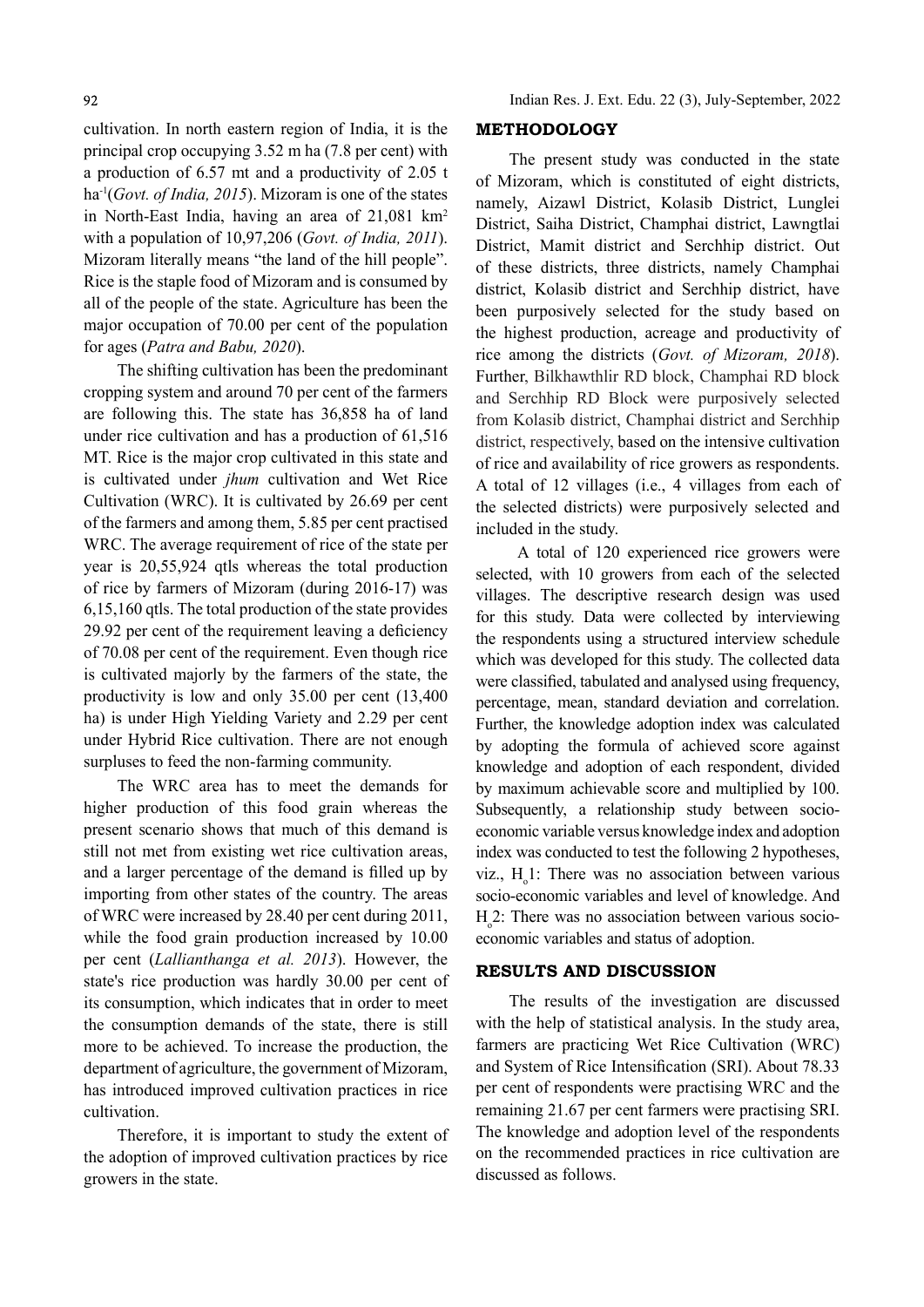cultivation. In north eastern region of India, it is the principal crop occupying 3.52 m ha (7.8 per cent) with a production of 6.57 mt and a productivity of 2.05 t $ha^{-1}$(*Govt. of India, 2015*). Mizoram is one of the states in North-East India, having an area of 21,081 $km^2$ with a population of 10,97,206 (*Govt. of India, 2011*). Mizoram literally means "the land of the hill people". Rice is the staple food of Mizoram and is consumed by all of the people of the state. Agriculture has been the major occupation of 70.00 per cent of the population for ages (*Patra and Babu, 2020*).

The shifting cultivation has been the predominant cropping system and around 70 per cent of the farmers are following this. The state has 36,858 ha of land under rice cultivation and has a production of 61,516 MT. Rice is the major crop cultivated in this state and is cultivated under *jhum* cultivation and Wet Rice Cultivation (WRC). It is cultivated by 26.69 per cent of the farmers and among them, 5.85 per cent practised WRC. The average requirement of rice of the state per year is 20,55,924 qtls whereas the total production of rice by farmers of Mizoram (during 2016-17) was 6,15,160 qtls. The total production of the state provides 29.92 per cent of the requirement leaving a deficiency of 70.08 per cent of the requirement. Even though rice is cultivated majorly by the farmers of the state, the productivity is low and only 35.00 per cent (13,400 ha) is under High Yielding Variety and 2.29 per cent under Hybrid Rice cultivation. There are not enough surpluses to feed the non-farming community.

The WRC area has to meet the demands for higher production of this food grain whereas the present scenario shows that much of this demand is still not met from existing wet rice cultivation areas, and a larger percentage of the demand is filled up by importing from other states of the country. The areas of WRC were increased by 28.40 per cent during 2011, while the food grain production increased by 10.00 per cent (*Lallianthanga et al. 2013*). However, the state's rice production was hardly 30.00 per cent of its consumption, which indicates that in order to meet the consumption demands of the state, there is still more to be achieved. To increase the production, the department of agriculture, the government of Mizoram, has introduced improved cultivation practices in rice cultivation.

Therefore, it is important to study the extent of the adoption of improved cultivation practices by rice growers in the state.

## METHODOLOGY

The present study was conducted in the state of Mizoram, which is constituted of eight districts, namely, Aizawl District, Kolasib District, Lunglei District, Saiha District, Champhai district, Lawngtlai District, Mamit district and Serchhip district. Out of these districts, three districts, namely Champhai district, Kolasib district and Serchhip district, have been purposively selected for the study based on the highest production, acreage and productivity of rice among the districts (*Govt. of Mizoram, 2018*). Further, Bilkhawthlir RD block, Champhai RD block and Serchhip RD Block were purposively selected from Kolasib district, Champhai district and Serchhip district, respectively, based on the intensive cultivation of rice and availability of rice growers as respondents. A total of 12 villages (i.e., 4 villages from each of the selected districts) were purposively selected and included in the study.

A total of 120 experienced rice growers were selected, with 10 growers from each of the selected villages. The descriptive research design was used for this study. Data were collected by interviewing the respondents using a structured interview schedule which was developed for this study. The collected data were classified, tabulated and analysed using frequency, percentage, mean, standard deviation and correlation. Further, the knowledge adoption index was calculated by adopting the formula of achieved score against knowledge and adoption of each respondent, divided by maximum achievable score and multiplied by 100. Subsequently, a relationship study between socio-economic variable versus knowledge index and adoption index was conducted to test the following 2 hypotheses, viz., $H_o1$: There was no association between various socio-economic variables and level of knowledge. And $H_o2$: There was no association between various socio-economic variables and status of adoption.

## RESULTS AND DISCUSSION

The results of the investigation are discussed with the help of statistical analysis. In the study area, farmers are practicing Wet Rice Cultivation (WRC) and System of Rice Intensification (SRI). About 78.33 per cent of respondents were practising WRC and the remaining 21.67 per cent farmers were practising SRI. The knowledge and adoption level of the respondents on the recommended practices in rice cultivation are discussed as follows.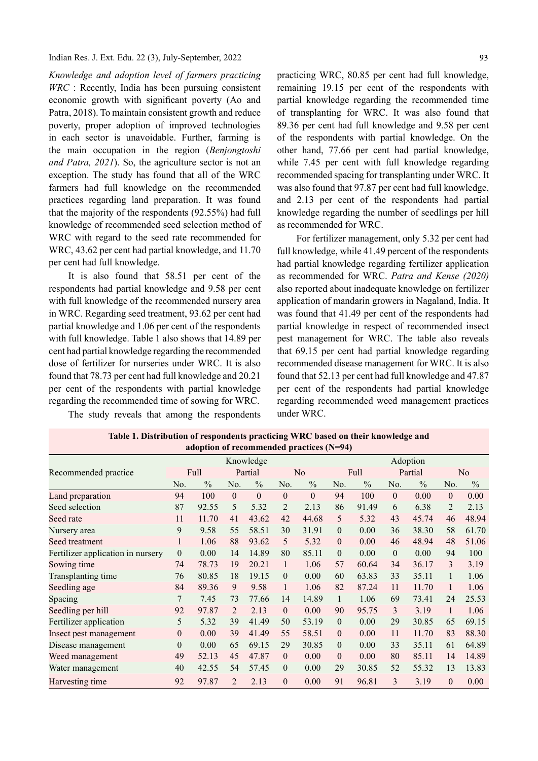*Knowledge and adoption level of farmers practicing WRC* : Recently, India has been pursuing consistent economic growth with significant poverty (Ao and Patra, 2018). To maintain consistent growth and reduce poverty, proper adoption of improved technologies in each sector is unavoidable. Further, farming is the main occupation in the region (*Benjongtoshi and Patra, 2021*). So, the agriculture sector is not an exception. The study has found that all of the WRC farmers had full knowledge on the recommended practices regarding land preparation. It was found that the majority of the respondents (92.55%) had full knowledge of recommended seed selection method of WRC with regard to the seed rate recommended for WRC, 43.62 per cent had partial knowledge, and 11.70 per cent had full knowledge.

It is also found that 58.51 per cent of the respondents had partial knowledge and 9.58 per cent with full knowledge of the recommended nursery area in WRC. Regarding seed treatment, 93.62 per cent had partial knowledge and 1.06 per cent of the respondents with full knowledge. Table 1 also shows that 14.89 per cent had partial knowledge regarding the recommended dose of fertilizer for nurseries under WRC. It is also found that 78.73 per cent had full knowledge and 20.21 per cent of the respondents with partial knowledge regarding the recommended time of sowing for WRC.

The study reveals that among the respondents practicing WRC, 80.85 per cent had full knowledge, remaining 19.15 per cent of the respondents with partial knowledge regarding the recommended time of transplanting for WRC. It was also found that 89.36 per cent had full knowledge and 9.58 per cent of the respondents with partial knowledge. On the other hand, 77.66 per cent had partial knowledge, while 7.45 per cent with full knowledge regarding recommended spacing for transplanting under WRC. It was also found that 97.87 per cent had full knowledge, and 2.13 per cent of the respondents had partial knowledge regarding the number of seedlings per hill as recommended for WRC.

For fertilizer management, only 5.32 per cent had full knowledge, while 41.49 percent of the respondents had partial knowledge regarding fertilizer application as recommended for WRC. *Patra and Kense (2020)* also reported about inadequate knowledge on fertilizer application of mandarin growers in Nagaland, India. It was found that 41.49 per cent of the respondents had partial knowledge in respect of recommended insect pest management for WRC. The table also reveals that 69.15 per cent had partial knowledge regarding recommended disease management for WRC. It is also found that 52.13 per cent had full knowledge and 47.87 per cent of the respondents had partial knowledge regarding recommended weed management practices under WRC.

**Table 1. Distribution of respondents practicing WRC based on their knowledge and adoption of recommended practices (N=94)**

| Recommended practice | Knowledge | | | | | | Adoption | | | | | |
|---|---|---|---|---|---|---|---|---|---|---|---|---|
| | Full | | Partial | | No | | Full | | Partial | | No | |
| | No. | % | No. | % | No. | % | No. | % | No. | % | No. | % |
| Land preparation | 94 | 100 | 0 | 0 | 0 | 0 | 94 | 100 | 0 | 0.00 | 0 | 0.00 |
| Seed selection | 87 | 92.55 | 5 | 5.32 | 2 | 2.13 | 86 | 91.49 | 6 | 6.38 | 2 | 2.13 |
| Seed rate | 11 | 11.70 | 41 | 43.62 | 42 | 44.68 | 5 | 5.32 | 43 | 45.74 | 46 | 48.94 |
| Nursery area | 9 | 9.58 | 55 | 58.51 | 30 | 31.91 | 0 | 0.00 | 36 | 38.30 | 58 | 61.70 |
| Seed treatment | 1 | 1.06 | 88 | 93.62 | 5 | 5.32 | 0 | 0.00 | 46 | 48.94 | 48 | 51.06 |
| Fertilizer application in nursery | 0 | 0.00 | 14 | 14.89 | 80 | 85.11 | 0 | 0.00 | 0 | 0.00 | 94 | 100 |
| Sowing time | 74 | 78.73 | 19 | 20.21 | 1 | 1.06 | 57 | 60.64 | 34 | 36.17 | 3 | 3.19 |
| Transplanting time | 76 | 80.85 | 18 | 19.15 | 0 | 0.00 | 60 | 63.83 | 33 | 35.11 | 1 | 1.06 |
| Seedling age | 84 | 89.36 | 9 | 9.58 | 1 | 1.06 | 82 | 87.24 | 11 | 11.70 | 1 | 1.06 |
| Spacing | 7 | 7.45 | 73 | 77.66 | 14 | 14.89 | 1 | 1.06 | 69 | 73.41 | 24 | 25.53 |
| Seedling per hill | 92 | 97.87 | 2 | 2.13 | 0 | 0.00 | 90 | 95.75 | 3 | 3.19 | 1 | 1.06 |
| Fertilizer application | 5 | 5.32 | 39 | 41.49 | 50 | 53.19 | 0 | 0.00 | 29 | 30.85 | 65 | 69.15 |
| Insect pest management | 0 | 0.00 | 39 | 41.49 | 55 | 58.51 | 0 | 0.00 | 11 | 11.70 | 83 | 88.30 |
| Disease management | 0 | 0.00 | 65 | 69.15 | 29 | 30.85 | 0 | 0.00 | 33 | 35.11 | 61 | 64.89 |
| Weed management | 49 | 52.13 | 45 | 47.87 | 0 | 0.00 | 0 | 0.00 | 80 | 85.11 | 14 | 14.89 |
| Water management | 40 | 42.55 | 54 | 57.45 | 0 | 0.00 | 29 | 30.85 | 52 | 55.32 | 13 | 13.83 |
| Harvesting time | 92 | 97.87 | 2 | 2.13 | 0 | 0.00 | 91 | 96.81 | 3 | 3.19 | 0 | 0.00 |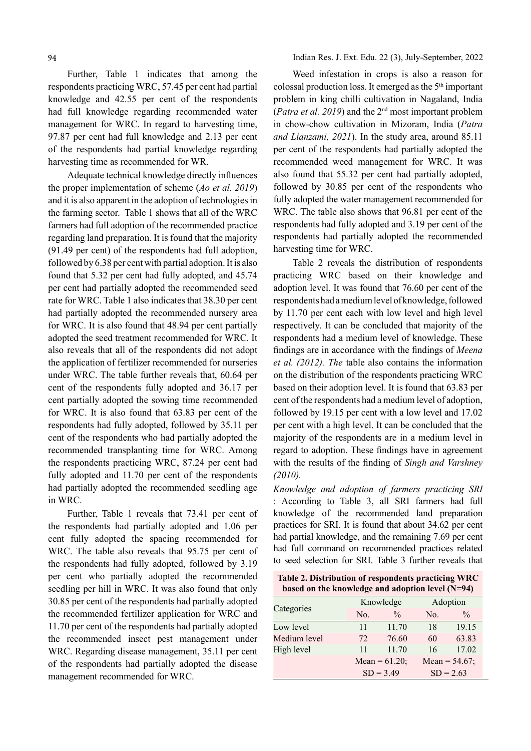Further, Table 1 indicates that among the respondents practicing WRC, 57.45 per cent had partial knowledge and 42.55 per cent of the respondents had full knowledge regarding recommended water management for WRC. In regard to harvesting time, 97.87 per cent had full knowledge and 2.13 per cent of the respondents had partial knowledge regarding harvesting time as recommended for WR.

Adequate technical knowledge directly influences the proper implementation of scheme (*Ao et al. 2019*) and it is also apparent in the adoption of technologies in the farming sector. Table 1 shows that all of the WRC farmers had full adoption of the recommended practice regarding land preparation. It is found that the majority (91.49 per cent) of the respondents had full adoption, followed by 6.38 per cent with partial adoption. It is also found that 5.32 per cent had fully adopted, and 45.74 per cent had partially adopted the recommended seed rate for WRC. Table 1 also indicates that 38.30 per cent had partially adopted the recommended nursery area for WRC. It is also found that 48.94 per cent partially adopted the seed treatment recommended for WRC. It also reveals that all of the respondents did not adopt the application of fertilizer recommended for nurseries under WRC. The table further reveals that, 60.64 per cent of the respondents fully adopted and 36.17 per cent partially adopted the sowing time recommended for WRC. It is also found that 63.83 per cent of the respondents had fully adopted, followed by 35.11 per cent of the respondents who had partially adopted the recommended transplanting time for WRC. Among the respondents practicing WRC, 87.24 per cent had fully adopted and 11.70 per cent of the respondents had partially adopted the recommended seedling age in WRC.

Further, Table 1 reveals that 73.41 per cent of the respondents had partially adopted and 1.06 per cent fully adopted the spacing recommended for WRC. The table also reveals that 95.75 per cent of the respondents had fully adopted, followed by 3.19 per cent who partially adopted the recommended seedling per hill in WRC. It was also found that only 30.85 per cent of the respondents had partially adopted the recommended fertilizer application for WRC and 11.70 per cent of the respondents had partially adopted the recommended insect pest management under WRC. Regarding disease management, 35.11 per cent of the respondents had partially adopted the disease management recommended for WRC.

Weed infestation in crops is also a reason for colossal production loss. It emerged as the 5th important problem in king chilli cultivation in Nagaland, India (*Patra et al. 2019*) and the 2nd most important problem in chow-chow cultivation in Mizoram, India (*Patra and Lianzami, 2021*). In the study area, around 85.11 per cent of the respondents had partially adopted the recommended weed management for WRC. It was also found that 55.32 per cent had partially adopted, followed by 30.85 per cent of the respondents who fully adopted the water management recommended for WRC. The table also shows that 96.81 per cent of the respondents had fully adopted and 3.19 per cent of the respondents had partially adopted the recommended harvesting time for WRC.

Table 2 reveals the distribution of respondents practicing WRC based on their knowledge and adoption level. It was found that 76.60 per cent of the respondents had a medium level of knowledge, followed by 11.70 per cent each with low level and high level respectively. It can be concluded that majority of the respondents had a medium level of knowledge. These findings are in accordance with the findings of *Meena et al. (2012). The* table also contains the information on the distribution of the respondents practicing WRC based on their adoption level. It is found that 63.83 per cent of the respondents had a medium level of adoption, followed by 19.15 per cent with a low level and 17.02 per cent with a high level. It can be concluded that the majority of the respondents are in a medium level in regard to adoption. These findings have in agreement with the results of the finding of *Singh and Varshney (2010).*

*Knowledge and adoption of farmers practicing SRI* : According to Table 3, all SRI farmers had full knowledge of the recommended land preparation practices for SRI. It is found that about 34.62 per cent had partial knowledge, and the remaining 7.69 per cent had full command on recommended practices related to seed selection for SRI. Table 3 further reveals that

**Table 2. Distribution of respondents practicing WRC based on the knowledge and adoption level (N=94)**

| Categories | Knowledge | | Adoption | |
|---|---|---|---|---|
| | No. | % | No. | % |
| Low level | 11 | 11.70 | 18 | 19.15 |
| Medium level | 72 | 76.60 | 60 | 63.83 |
| High level | 11 | 11.70 | 16 | 17.02 |
| | Mean = 61.20; SD = 3.49 | | Mean = 54.67; SD = 2.63 | |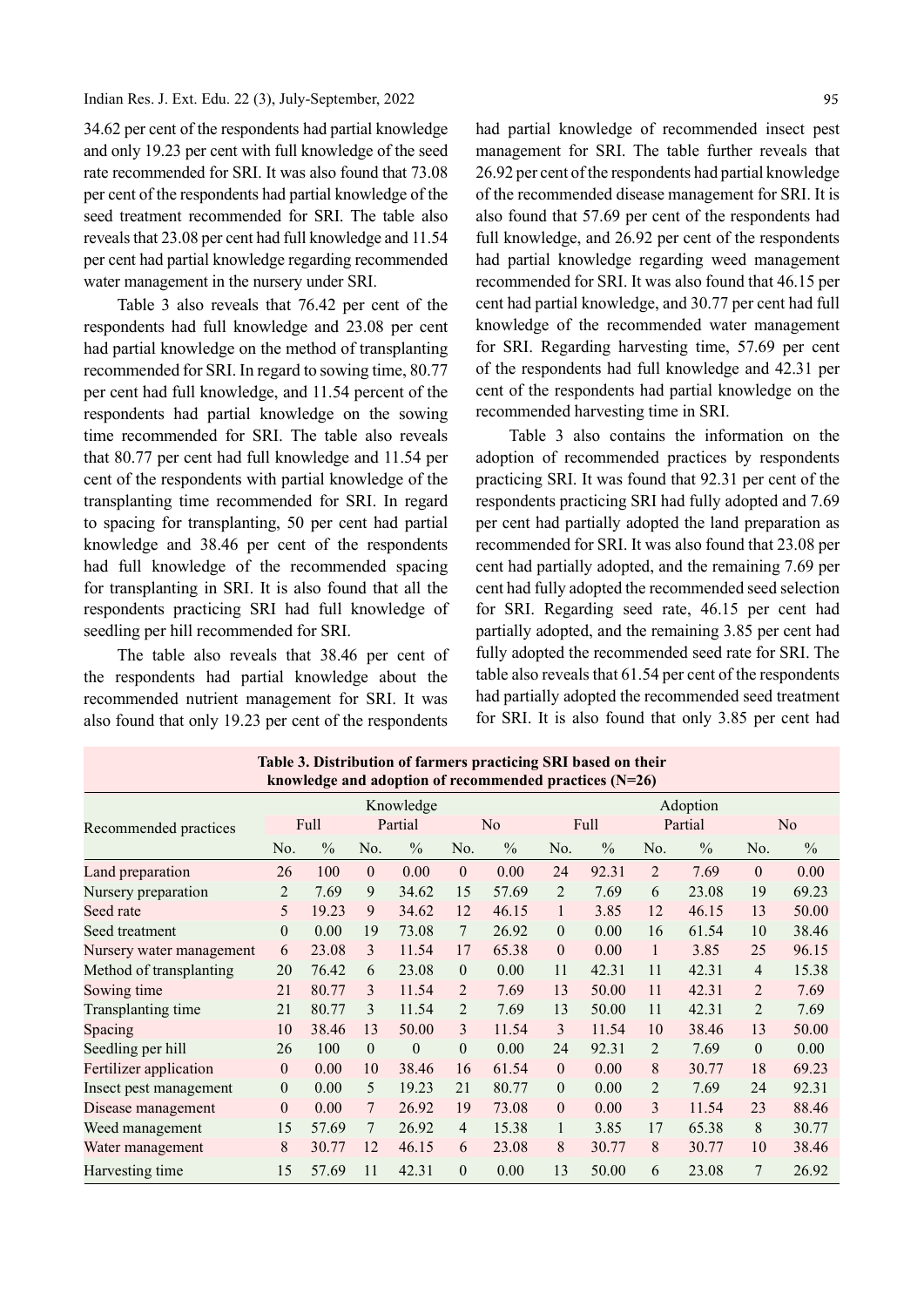34.62 per cent of the respondents had partial knowledge and only 19.23 per cent with full knowledge of the seed rate recommended for SRI. It was also found that 73.08 per cent of the respondents had partial knowledge of the seed treatment recommended for SRI. The table also reveals that 23.08 per cent had full knowledge and 11.54 per cent had partial knowledge regarding recommended water management in the nursery under SRI.

Table 3 also reveals that 76.42 per cent of the respondents had full knowledge and 23.08 per cent had partial knowledge on the method of transplanting recommended for SRI. In regard to sowing time, 80.77 per cent had full knowledge, and 11.54 percent of the respondents had partial knowledge on the sowing time recommended for SRI. The table also reveals that 80.77 per cent had full knowledge and 11.54 per cent of the respondents with partial knowledge of the transplanting time recommended for SRI. In regard to spacing for transplanting, 50 per cent had partial knowledge and 38.46 per cent of the respondents had full knowledge of the recommended spacing for transplanting in SRI. It is also found that all the respondents practicing SRI had full knowledge of seedling per hill recommended for SRI.

The table also reveals that 38.46 per cent of the respondents had partial knowledge about the recommended nutrient management for SRI. It was also found that only 19.23 per cent of the respondents had partial knowledge of recommended insect pest management for SRI. The table further reveals that 26.92 per cent of the respondents had partial knowledge of the recommended disease management for SRI. It is also found that 57.69 per cent of the respondents had full knowledge, and 26.92 per cent of the respondents had partial knowledge regarding weed management recommended for SRI. It was also found that 46.15 per cent had partial knowledge, and 30.77 per cent had full knowledge of the recommended water management for SRI. Regarding harvesting time, 57.69 per cent of the respondents had full knowledge and 42.31 per cent of the respondents had partial knowledge on the recommended harvesting time in SRI.

Table 3 also contains the information on the adoption of recommended practices by respondents practicing SRI. It was found that 92.31 per cent of the respondents practicing SRI had fully adopted and 7.69 per cent had partially adopted the land preparation as recommended for SRI. It was also found that 23.08 per cent had partially adopted, and the remaining 7.69 per cent had fully adopted the recommended seed selection for SRI. Regarding seed rate, 46.15 per cent had partially adopted, and the remaining 3.85 per cent had fully adopted the recommended seed rate for SRI. The table also reveals that 61.54 per cent of the respondents had partially adopted the recommended seed treatment for SRI. It is also found that only 3.85 per cent had

**Table 3. Distribution of farmers practicing SRI based on their knowledge and adoption of recommended practices (N=26)**

| Recommended practices | Knowledge | | | | | | Adoption | | | | | |
|---|---|---|---|---|---|---|---|---|---|---|---|---|
| | Full | | Partial | | No | | Full | | Partial | | No | |
| | No. | % | No. | % | No. | % | No. | % | No. | % | No. | % |
| Land preparation | 26 | 100 | 0 | 0.00 | 0 | 0.00 | 24 | 92.31 | 2 | 7.69 | 0 | 0.00 |
| Nursery preparation | 2 | 7.69 | 9 | 34.62 | 15 | 57.69 | 2 | 7.69 | 6 | 23.08 | 19 | 69.23 |
| Seed rate | 5 | 19.23 | 9 | 34.62 | 12 | 46.15 | 1 | 3.85 | 12 | 46.15 | 13 | 50.00 |
| Seed treatment | 0 | 0.00 | 19 | 73.08 | 7 | 26.92 | 0 | 0.00 | 16 | 61.54 | 10 | 38.46 |
| Nursery water management | 6 | 23.08 | 3 | 11.54 | 17 | 65.38 | 0 | 0.00 | 1 | 3.85 | 25 | 96.15 |
| Method of transplanting | 20 | 76.42 | 6 | 23.08 | 0 | 0.00 | 11 | 42.31 | 11 | 42.31 | 4 | 15.38 |
| Sowing time | 21 | 80.77 | 3 | 11.54 | 2 | 7.69 | 13 | 50.00 | 11 | 42.31 | 2 | 7.69 |
| Transplanting time | 21 | 80.77 | 3 | 11.54 | 2 | 7.69 | 13 | 50.00 | 11 | 42.31 | 2 | 7.69 |
| Spacing | 10 | 38.46 | 13 | 50.00 | 3 | 11.54 | 3 | 11.54 | 10 | 38.46 | 13 | 50.00 |
| Seedling per hill | 26 | 100 | 0 | 0 | 0 | 0.00 | 24 | 92.31 | 2 | 7.69 | 0 | 0.00 |
| Fertilizer application | 0 | 0.00 | 10 | 38.46 | 16 | 61.54 | 0 | 0.00 | 8 | 30.77 | 18 | 69.23 |
| Insect pest management | 0 | 0.00 | 5 | 19.23 | 21 | 80.77 | 0 | 0.00 | 2 | 7.69 | 24 | 92.31 |
| Disease management | 0 | 0.00 | 7 | 26.92 | 19 | 73.08 | 0 | 0.00 | 3 | 11.54 | 23 | 88.46 |
| Weed management | 15 | 57.69 | 7 | 26.92 | 4 | 15.38 | 1 | 3.85 | 17 | 65.38 | 8 | 30.77 |
| Water management | 8 | 30.77 | 12 | 46.15 | 6 | 23.08 | 8 | 30.77 | 8 | 30.77 | 10 | 38.46 |
| Harvesting time | 15 | 57.69 | 11 | 42.31 | 0 | 0.00 | 13 | 50.00 | 6 | 23.08 | 7 | 26.92 |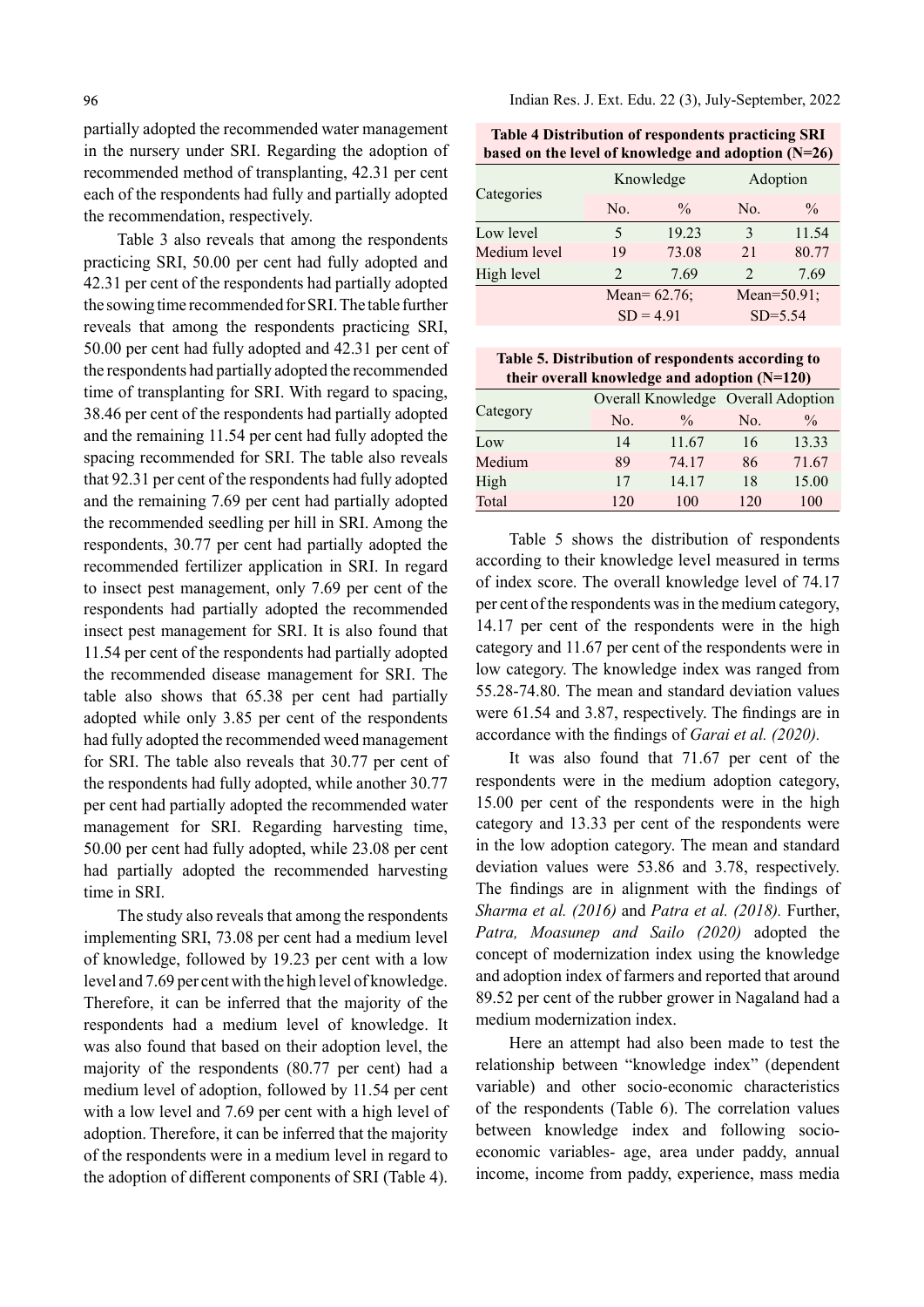partially adopted the recommended water management in the nursery under SRI. Regarding the adoption of recommended method of transplanting, 42.31 per cent each of the respondents had fully and partially adopted the recommendation, respectively.

Table 3 also reveals that among the respondents practicing SRI, 50.00 per cent had fully adopted and 42.31 per cent of the respondents had partially adopted the sowing time recommended for SRI. The table further reveals that among the respondents practicing SRI, 50.00 per cent had fully adopted and 42.31 per cent of the respondents had partially adopted the recommended time of transplanting for SRI. With regard to spacing, 38.46 per cent of the respondents had partially adopted and the remaining 11.54 per cent had fully adopted the spacing recommended for SRI. The table also reveals that 92.31 per cent of the respondents had fully adopted and the remaining 7.69 per cent had partially adopted the recommended seedling per hill in SRI. Among the respondents, 30.77 per cent had partially adopted the recommended fertilizer application in SRI. In regard to insect pest management, only 7.69 per cent of the respondents had partially adopted the recommended insect pest management for SRI. It is also found that 11.54 per cent of the respondents had partially adopted the recommended disease management for SRI. The table also shows that 65.38 per cent had partially adopted while only 3.85 per cent of the respondents had fully adopted the recommended weed management for SRI. The table also reveals that 30.77 per cent of the respondents had fully adopted, while another 30.77 per cent had partially adopted the recommended water management for SRI. Regarding harvesting time, 50.00 per cent had fully adopted, while 23.08 per cent had partially adopted the recommended harvesting time in SRI.

The study also reveals that among the respondents implementing SRI, 73.08 per cent had a medium level of knowledge, followed by 19.23 per cent with a low level and 7.69 per cent with the high level of knowledge. Therefore, it can be inferred that the majority of the respondents had a medium level of knowledge. It was also found that based on their adoption level, the majority of the respondents (80.77 per cent) had a medium level of adoption, followed by 11.54 per cent with a low level and 7.69 per cent with a high level of adoption. Therefore, it can be inferred that the majority of the respondents were in a medium level in regard to the adoption of different components of SRI (Table 4).

**Table 4 Distribution of respondents practicing SRI based on the level of knowledge and adoption (N=26)**

| Categories | Knowledge | | Adoption | |
|---|---|---|---|---|
| | No. | % | No. | % |
| Low level | 5 | 19.23 | 3 | 11.54 |
| Medium level | 19 | 73.08 | 21 | 80.77 |
| High level | 2 | 7.69 | 2 | 7.69 |
| | Mean= 62.76; SD = 4.91 | | Mean=50.91; SD=5.54 | |

**Table 5. Distribution of respondents according to their overall knowledge and adoption (N=120)**

| Category | Overall Knowledge | | Overall Adoption | |
|---|---|---|---|---|
| | No. | % | No. | % |
| Low | 14 | 11.67 | 16 | 13.33 |
| Medium | 89 | 74.17 | 86 | 71.67 |
| High | 17 | 14.17 | 18 | 15.00 |
| Total | 120 | 100 | 120 | 100 |

Table 5 shows the distribution of respondents according to their knowledge level measured in terms of index score. The overall knowledge level of 74.17 per cent of the respondents was in the medium category, 14.17 per cent of the respondents were in the high category and 11.67 per cent of the respondents were in low category. The knowledge index was ranged from 55.28-74.80. The mean and standard deviation values were 61.54 and 3.87, respectively. The findings are in accordance with the findings of *Garai et al. (2020).*

It was also found that 71.67 per cent of the respondents were in the medium adoption category, 15.00 per cent of the respondents were in the high category and 13.33 per cent of the respondents were in the low adoption category. The mean and standard deviation values were 53.86 and 3.78, respectively. The findings are in alignment with the findings of *Sharma et al. (2016)* and *Patra et al. (2018).* Further, *Patra, Moasunep and Sailo (2020)* adopted the concept of modernization index using the knowledge and adoption index of farmers and reported that around 89.52 per cent of the rubber grower in Nagaland had a medium modernization index.

Here an attempt had also been made to test the relationship between "knowledge index" (dependent variable) and other socio-economic characteristics of the respondents (Table 6). The correlation values between knowledge index and following socio-economic variables- age, area under paddy, annual income, income from paddy, experience, mass media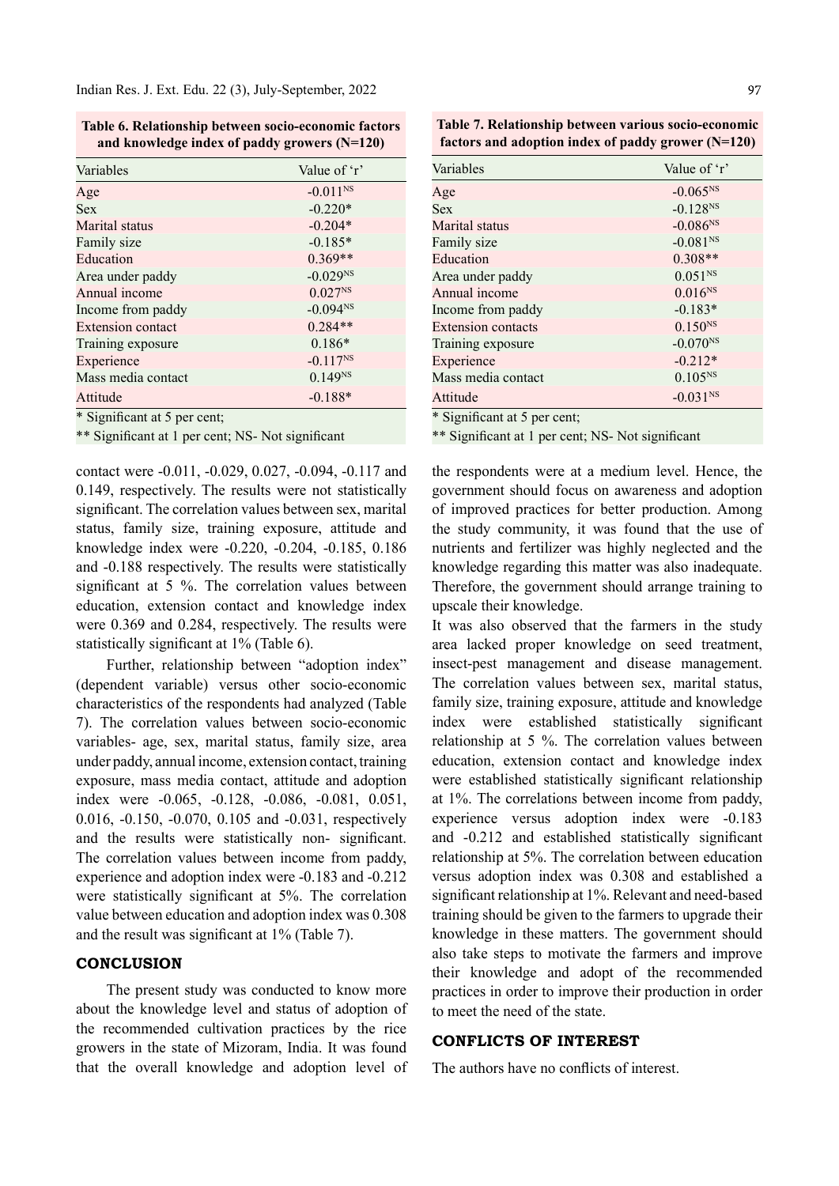**Table 6. Relationship between socio-economic factors and knowledge index of paddy growers (N=120)**

| Variables | Value of 'r' |
|---|---|
| Age | -0.011$^{NS}$ |
| Sex | -0.220* |
| Marital status | -0.204* |
| Family size | -0.185* |
| Education | 0.369** |
| Area under paddy | -0.029$^{NS}$ |
| Annual income | 0.027$^{NS}$ |
| Income from paddy | -0.094$^{NS}$ |
| Extension contact | 0.284** |
| Training exposure | 0.186* |
| Experience | -0.117$^{NS}$ |
| Mass media contact | 0.149$^{NS}$ |
| Attitude | -0.188* |

\* Significant at 5 per cent;

** Significant at 1 per cent; NS- Not significant

contact were -0.011, -0.029, 0.027, -0.094, -0.117 and 0.149, respectively. The results were not statistically significant. The correlation values between sex, marital status, family size, training exposure, attitude and knowledge index were -0.220, -0.204, -0.185, 0.186 and -0.188 respectively. The results were statistically significant at 5 %. The correlation values between education, extension contact and knowledge index were 0.369 and 0.284, respectively. The results were statistically significant at 1% (Table 6).

Further, relationship between "adoption index" (dependent variable) versus other socio-economic characteristics of the respondents had analyzed (Table 7). The correlation values between socio-economic variables- age, sex, marital status, family size, area under paddy, annual income, extension contact, training exposure, mass media contact, attitude and adoption index were -0.065, -0.128, -0.086, -0.081, 0.051, 0.016, -0.150, -0.070, 0.105 and -0.031, respectively and the results were statistically non- significant. The correlation values between income from paddy, experience and adoption index were -0.183 and -0.212 were statistically significant at 5%. The correlation value between education and adoption index was 0.308 and the result was significant at 1% (Table 7).

**Table 7. Relationship between various socio-economic factors and adoption index of paddy grower (N=120)**

| Variables | Value of 'r' |
|---|---|
| Age | -0.065$^{NS}$ |
| Sex | -0.128$^{NS}$ |
| Marital status | -0.086$^{NS}$ |
| Family size | -0.081$^{NS}$ |
| Education | 0.308** |
| Area under paddy | 0.051$^{NS}$ |
| Annual income | 0.016$^{NS}$ |
| Income from paddy | -0.183* |
| Extension contacts | 0.150$^{NS}$ |
| Training exposure | -0.070$^{NS}$ |
| Experience | -0.212* |
| Mass media contact | 0.105$^{NS}$ |
| Attitude | -0.031$^{NS}$ |

\* Significant at 5 per cent;

** Significant at 1 per cent; NS- Not significant

## CONCLUSION

The present study was conducted to know more about the knowledge level and status of adoption of the recommended cultivation practices by the rice growers in the state of Mizoram, India. It was found that the overall knowledge and adoption level of the respondents were at a medium level. Hence, the government should focus on awareness and adoption of improved practices for better production. Among the study community, it was found that the use of nutrients and fertilizer was highly neglected and the knowledge regarding this matter was also inadequate. Therefore, the government should arrange training to upscale their knowledge.

It was also observed that the farmers in the study area lacked proper knowledge on seed treatment, insect-pest management and disease management. The correlation values between sex, marital status, family size, training exposure, attitude and knowledge index were established statistically significant relationship at 5 %. The correlation values between education, extension contact and knowledge index were established statistically significant relationship at 1%. The correlations between income from paddy, experience versus adoption index were -0.183 and -0.212 and established statistically significant relationship at 5%. The correlation between education versus adoption index was 0.308 and established a significant relationship at 1%. Relevant and need-based training should be given to the farmers to upgrade their knowledge in these matters. The government should also take steps to motivate the farmers and improve their knowledge and adopt of the recommended practices in order to improve their production in order to meet the need of the state.

## CONFLICTS OF INTEREST

The authors have no conflicts of interest.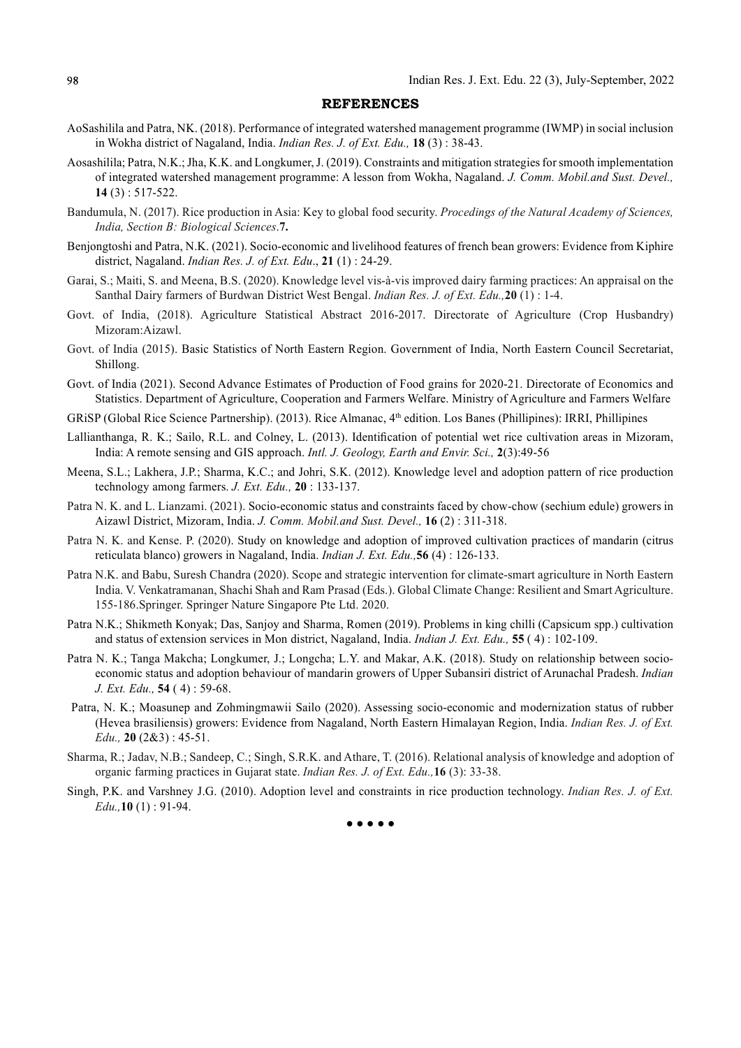## REFERENCES

AoSashilila and Patra, NK. (2018). Performance of integrated watershed management programme (IWMP) in social inclusion in Wokha district of Nagaland, India. *Indian Res. J. of Ext. Edu.,* **18** (3) : 38-43.

Aosashilila; Patra, N.K.; Jha, K.K. and Longkumer, J. (2019). Constraints and mitigation strategies for smooth implementation of integrated watershed management programme: A lesson from Wokha, Nagaland. *J. Comm. Mobil.and Sust. Devel.,* **14** (3) : 517-522.

Bandumula, N. (2017). Rice production in Asia: Key to global food security. *Procedings of the Natural Academy of Sciences, India, Section B: Biological Sciences*.**7.**

Benjongtoshi and Patra, N.K. (2021). Socio-economic and livelihood features of french bean growers: Evidence from Kiphire district, Nagaland. *Indian Res. J. of Ext. Edu*., **21** (1) : 24-29.

Garai, S.; Maiti, S. and Meena, B.S. (2020). Knowledge level vis-à-vis improved dairy farming practices: An appraisal on the Santhal Dairy farmers of Burdwan District West Bengal. *Indian Res. J. of Ext. Edu.,***20** (1) : 1-4.

Govt. of India, (2018). Agriculture Statistical Abstract 2016-2017. Directorate of Agriculture (Crop Husbandry) Mizoram:Aizawl.

Govt. of India (2015). Basic Statistics of North Eastern Region. Government of India, North Eastern Council Secretariat, Shillong.

Govt. of India (2021). Second Advance Estimates of Production of Food grains for 2020-21. Directorate of Economics and Statistics. Department of Agriculture, Cooperation and Farmers Welfare. Ministry of Agriculture and Farmers Welfare

GRiSP (Global Rice Science Partnership). (2013). Rice Almanac, 4th edition. Los Banes (Phillipines): IRRI, Phillipines

Lallianthanga, R. K.; Sailo, R.L. and Colney, L. (2013). Identification of potential wet rice cultivation areas in Mizoram, India: A remote sensing and GIS approach. *Intl. J. Geology, Earth and Envir. Sci.,* **2**(3):49-56

Meena, S.L.; Lakhera, J.P.; Sharma, K.C.; and Johri, S.K. (2012). Knowledge level and adoption pattern of rice production technology among farmers. *J. Ext. Edu.,* **20** : 133-137.

Patra N. K. and L. Lianzami. (2021). Socio-economic status and constraints faced by chow-chow (sechium edule) growers in Aizawl District, Mizoram, India. *J. Comm. Mobil.and Sust. Devel.,* **16** (2) : 311-318.

Patra N. K. and Kense. P. (2020). Study on knowledge and adoption of improved cultivation practices of mandarin (citrus reticulata blanco) growers in Nagaland, India. *Indian J. Ext. Edu.,***56** (4) : 126-133.

Patra N.K. and Babu, Suresh Chandra (2020). Scope and strategic intervention for climate-smart agriculture in North Eastern India. V. Venkatramanan, Shachi Shah and Ram Prasad (Eds.). Global Climate Change: Resilient and Smart Agriculture. 155-186.Springer. Springer Nature Singapore Pte Ltd. 2020.

Patra N.K.; Shikmeth Konyak; Das, Sanjoy and Sharma, Romen (2019). Problems in king chilli (Capsicum spp.) cultivation and status of extension services in Mon district, Nagaland, India. *Indian J. Ext. Edu.,* **55** ( 4) : 102-109.

Patra N. K.; Tanga Makcha; Longkumer, J.; Longcha; L.Y. and Makar, A.K. (2018). Study on relationship between socio-economic status and adoption behaviour of mandarin growers of Upper Subansiri district of Arunachal Pradesh. *Indian J. Ext. Edu.,* **54** ( 4) : 59-68.

Patra, N. K.; Moasunep and Zohmingmawii Sailo (2020). Assessing socio-economic and modernization status of rubber (Hevea brasiliensis) growers: Evidence from Nagaland, North Eastern Himalayan Region, India. *Indian Res. J. of Ext. Edu.,* **20** (2&3) : 45-51.

Sharma, R.; Jadav, N.B.; Sandeep, C.; Singh, S.R.K. and Athare, T. (2016). Relational analysis of knowledge and adoption of organic farming practices in Gujarat state. *Indian Res. J. of Ext. Edu.,***16** (3): 33-38.

Singh, P.K. and Varshney J.G. (2010). Adoption level and constraints in rice production technology. *Indian Res. J. of Ext. Edu.,***10** (1) : 91-94.

• • • • •